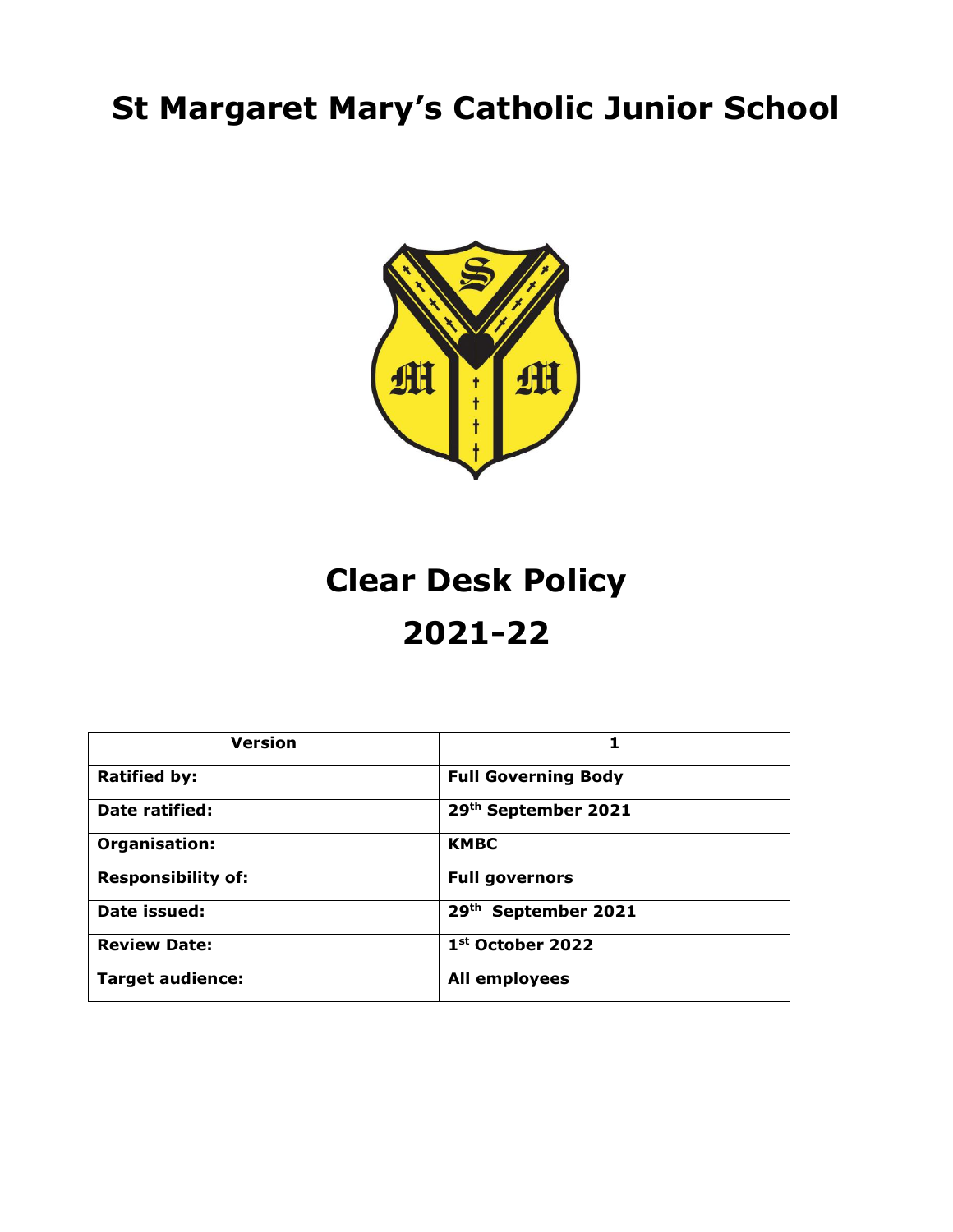# St Margaret Mary's Catholic Junior School

# Clear Desk Policy
# 2021-22

| Version | 1 |
|---|---|
| **Ratified by:** | **Full Governing Body** |
| **Date ratified:** | **29th September 2021** |
| **Organisation:** | **KMBC** |
| **Responsibility of:** | **Full governors** |
| **Date issued:** | **29th September 2021** |
| **Review Date:** | **1st October 2022** |
| **Target audience:** | **All employees** |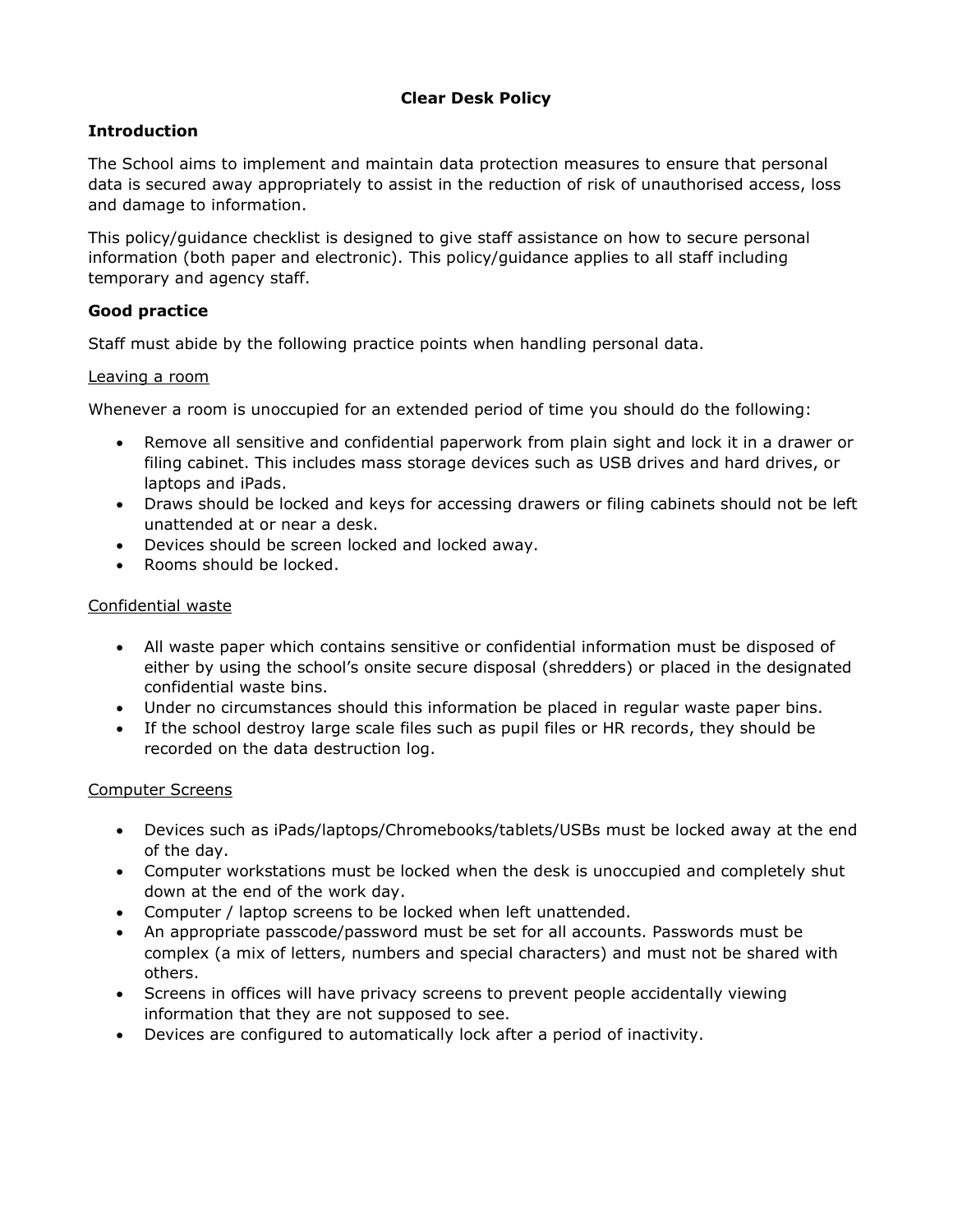# Clear Desk Policy

## Introduction

The School aims to implement and maintain data protection measures to ensure that personal data is secured away appropriately to assist in the reduction of risk of unauthorised access, loss and damage to information.

This policy/guidance checklist is designed to give staff assistance on how to secure personal information (both paper and electronic). This policy/guidance applies to all staff including temporary and agency staff.

## Good practice

Staff must abide by the following practice points when handling personal data.

<u>Leaving a room</u>

Whenever a room is unoccupied for an extended period of time you should do the following:

- Remove all sensitive and confidential paperwork from plain sight and lock it in a drawer or filing cabinet. This includes mass storage devices such as USB drives and hard drives, or laptops and iPads.
- Draws should be locked and keys for accessing drawers or filing cabinets should not be left unattended at or near a desk.
- Devices should be screen locked and locked away.
- Rooms should be locked.

<u>Confidential waste</u>

- All waste paper which contains sensitive or confidential information must be disposed of either by using the school's onsite secure disposal (shredders) or placed in the designated confidential waste bins.
- Under no circumstances should this information be placed in regular waste paper bins.
- If the school destroy large scale files such as pupil files or HR records, they should be recorded on the data destruction log.

<u>Computer Screens</u>

- Devices such as iPads/laptops/Chromebooks/tablets/USBs must be locked away at the end of the day.
- Computer workstations must be locked when the desk is unoccupied and completely shut down at the end of the work day.
- Computer / laptop screens to be locked when left unattended.
- An appropriate passcode/password must be set for all accounts. Passwords must be complex (a mix of letters, numbers and special characters) and must not be shared with others.
- Screens in offices will have privacy screens to prevent people accidentally viewing information that they are not supposed to see.
- Devices are configured to automatically lock after a period of inactivity.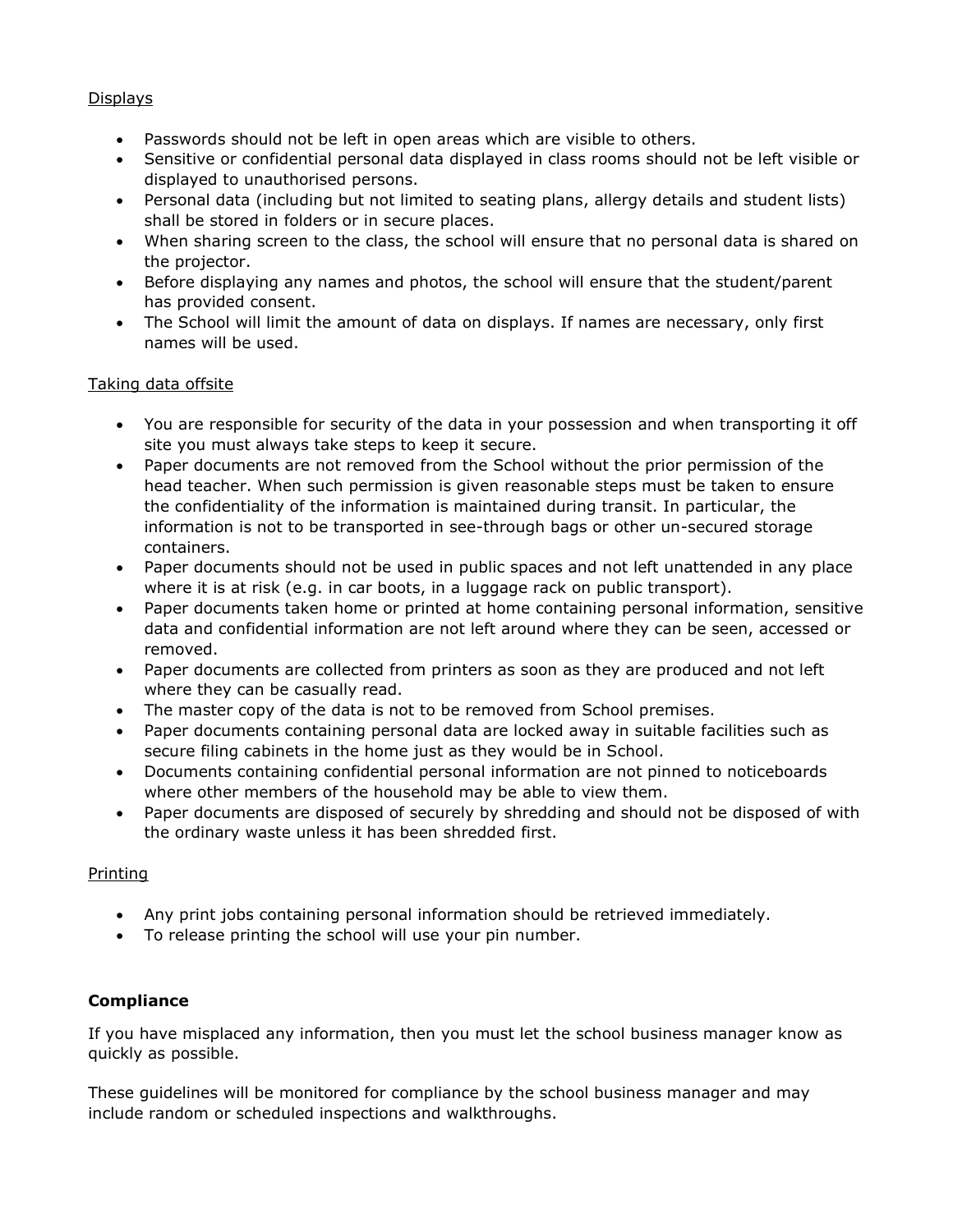Displays

- Passwords should not be left in open areas which are visible to others.
- Sensitive or confidential personal data displayed in class rooms should not be left visible or displayed to unauthorised persons.
- Personal data (including but not limited to seating plans, allergy details and student lists) shall be stored in folders or in secure places.
- When sharing screen to the class, the school will ensure that no personal data is shared on the projector.
- Before displaying any names and photos, the school will ensure that the student/parent has provided consent.
- The School will limit the amount of data on displays. If names are necessary, only first names will be used.

Taking data offsite

- You are responsible for security of the data in your possession and when transporting it off site you must always take steps to keep it secure.
- Paper documents are not removed from the School without the prior permission of the head teacher. When such permission is given reasonable steps must be taken to ensure the confidentiality of the information is maintained during transit. In particular, the information is not to be transported in see-through bags or other un-secured storage containers.
- Paper documents should not be used in public spaces and not left unattended in any place where it is at risk (e.g. in car boots, in a luggage rack on public transport).
- Paper documents taken home or printed at home containing personal information, sensitive data and confidential information are not left around where they can be seen, accessed or removed.
- Paper documents are collected from printers as soon as they are produced and not left where they can be casually read.
- The master copy of the data is not to be removed from School premises.
- Paper documents containing personal data are locked away in suitable facilities such as secure filing cabinets in the home just as they would be in School.
- Documents containing confidential personal information are not pinned to noticeboards where other members of the household may be able to view them.
- Paper documents are disposed of securely by shredding and should not be disposed of with the ordinary waste unless it has been shredded first.

Printing

- Any print jobs containing personal information should be retrieved immediately.
- To release printing the school will use your pin number.

**Compliance**

If you have misplaced any information, then you must let the school business manager know as quickly as possible.

These guidelines will be monitored for compliance by the school business manager and may include random or scheduled inspections and walkthroughs.